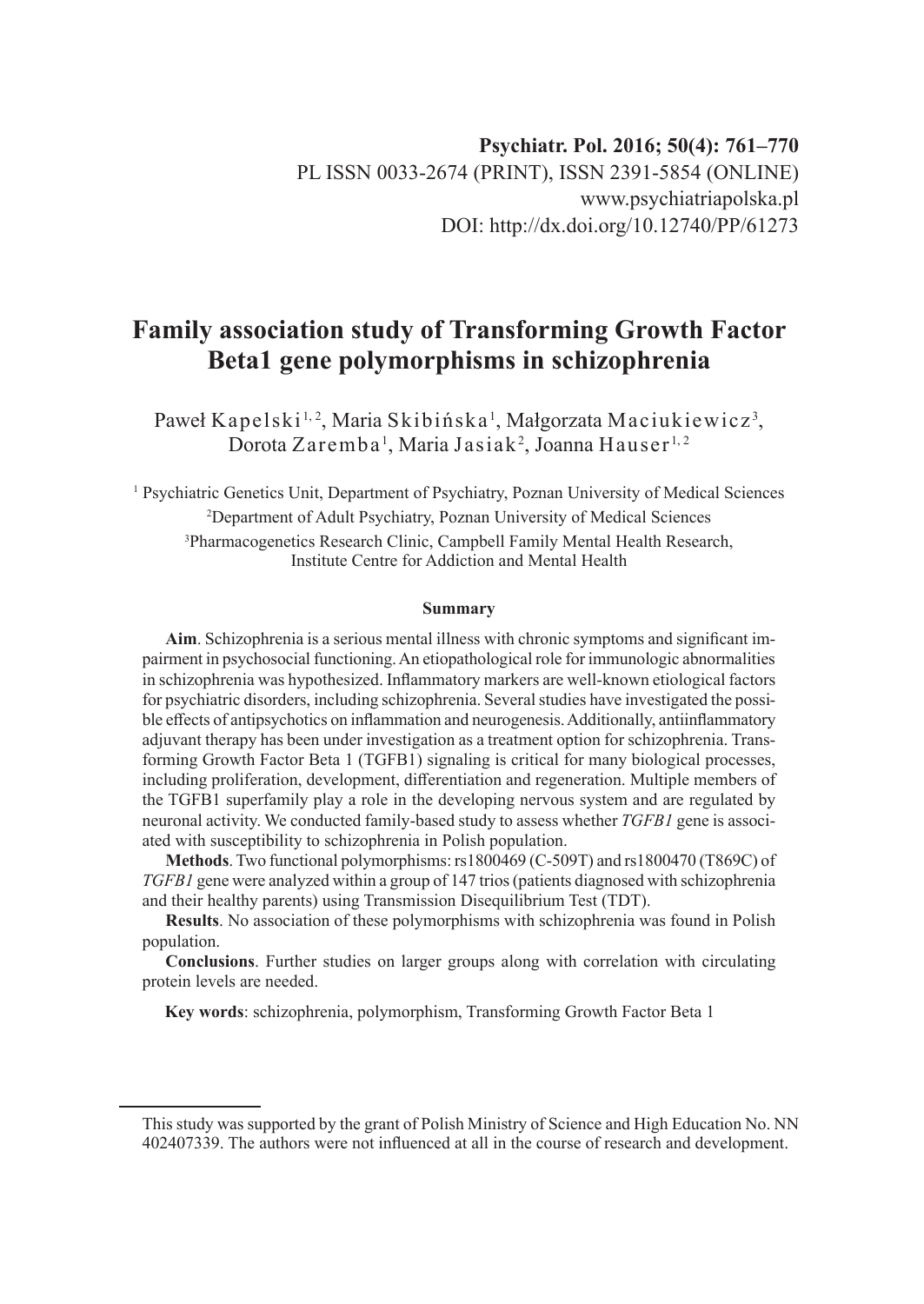Psychiatr. Pol. 2016; 50(4): 761–770
PL ISSN 0033-2674 (PRINT), ISSN 2391-5854 (ONLINE)
www.psychiatriapolska.pl
DOI: http://dx.doi.org/10.12740/PP/61273

# Family association study of Transforming Growth Factor Beta1 gene polymorphisms in schizophrenia

Paweł Kapelski[1, 2], Maria Skibińska[1], Małgorzata Maciukiewicz[3], Dorota Zaremba[1], Maria Jasiak[2], Joanna Hauser[1, 2]

[1] Psychiatric Genetics Unit, Department of Psychiatry, Poznan University of Medical Sciences
[2]Department of Adult Psychiatry, Poznan University of Medical Sciences
[3]Pharmacogenetics Research Clinic, Campbell Family Mental Health Research, Institute Centre for Addiction and Mental Health

## Summary

**Aim**. Schizophrenia is a serious mental illness with chronic symptoms and significant impairment in psychosocial functioning. An etiopathological role for immunologic abnormalities in schizophrenia was hypothesized. Inflammatory markers are well-known etiological factors for psychiatric disorders, including schizophrenia. Several studies have investigated the possible effects of antipsychotics on inflammation and neurogenesis. Additionally, antiinflammatory adjuvant therapy has been under investigation as a treatment option for schizophrenia. Transforming Growth Factor Beta 1 (TGFB1) signaling is critical for many biological processes, including proliferation, development, differentiation and regeneration. Multiple members of the TGFB1 superfamily play a role in the developing nervous system and are regulated by neuronal activity. We conducted family-based study to assess whether *TGFB1* gene is associated with susceptibility to schizophrenia in Polish population.

**Methods**. Two functional polymorphisms: rs1800469 (C-509T) and rs1800470 (T869C) of *TGFB1* gene were analyzed within a group of 147 trios (patients diagnosed with schizophrenia and their healthy parents) using Transmission Disequilibrium Test (TDT).

**Results**. No association of these polymorphisms with schizophrenia was found in Polish population.

**Conclusions**. Further studies on larger groups along with correlation with circulating protein levels are needed.

**Key words**: schizophrenia, polymorphism, Transforming Growth Factor Beta 1

---

This study was supported by the grant of Polish Ministry of Science and High Education No. NN 402407339. The authors were not influenced at all in the course of research and development.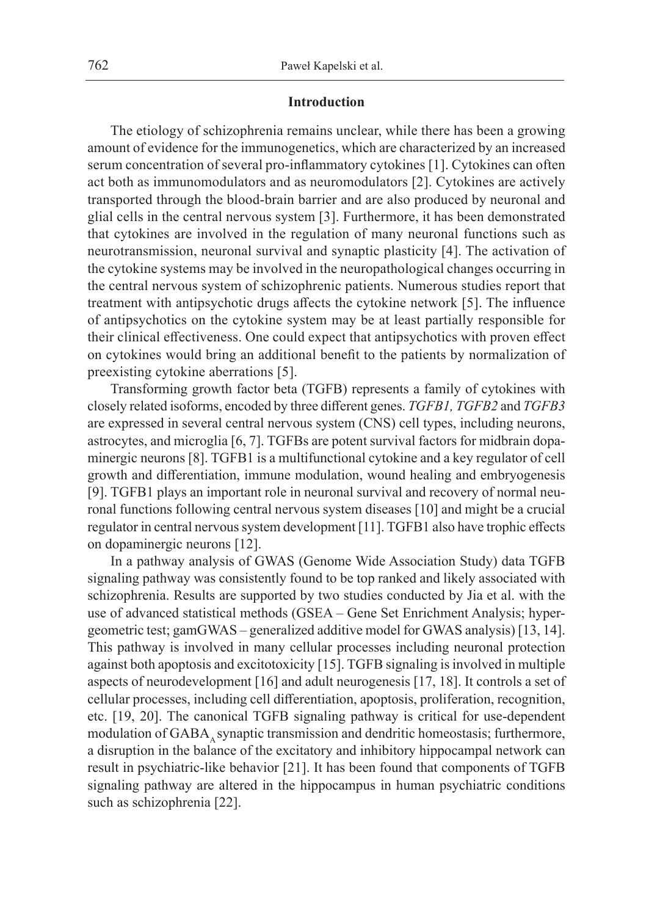## Introduction

The etiology of schizophrenia remains unclear, while there has been a growing amount of evidence for the immunogenetics, which are characterized by an increased serum concentration of several pro-inflammatory cytokines [1]. Cytokines can often act both as immunomodulators and as neuromodulators [2]. Cytokines are actively transported through the blood-brain barrier and are also produced by neuronal and glial cells in the central nervous system [3]. Furthermore, it has been demonstrated that cytokines are involved in the regulation of many neuronal functions such as neurotransmission, neuronal survival and synaptic plasticity [4]. The activation of the cytokine systems may be involved in the neuropathological changes occurring in the central nervous system of schizophrenic patients. Numerous studies report that treatment with antipsychotic drugs affects the cytokine network [5]. The influence of antipsychotics on the cytokine system may be at least partially responsible for their clinical effectiveness. One could expect that antipsychotics with proven effect on cytokines would bring an additional benefit to the patients by normalization of preexisting cytokine aberrations [5].

Transforming growth factor beta (TGFB) represents a family of cytokines with closely related isoforms, encoded by three different genes. *TGFB1, TGFB2* and *TGFB3* are expressed in several central nervous system (CNS) cell types, including neurons, astrocytes, and microglia [6, 7]. TGFBs are potent survival factors for midbrain dopaminergic neurons [8]. TGFB1 is a multifunctional cytokine and a key regulator of cell growth and differentiation, immune modulation, wound healing and embryogenesis [9]. TGFB1 plays an important role in neuronal survival and recovery of normal neuronal functions following central nervous system diseases [10] and might be a crucial regulator in central nervous system development [11]. TGFB1 also have trophic effects on dopaminergic neurons [12].

In a pathway analysis of GWAS (Genome Wide Association Study) data TGFB signaling pathway was consistently found to be top ranked and likely associated with schizophrenia. Results are supported by two studies conducted by Jia et al. with the use of advanced statistical methods (GSEA – Gene Set Enrichment Analysis; hypergeometric test; gamGWAS – generalized additive model for GWAS analysis) [13, 14]. This pathway is involved in many cellular processes including neuronal protection against both apoptosis and excitotoxicity [15]. TGFB signaling is involved in multiple aspects of neurodevelopment [16] and adult neurogenesis [17, 18]. It controls a set of cellular processes, including cell differentiation, apoptosis, proliferation, recognition, etc. [19, 20]. The canonical TGFB signaling pathway is critical for use-dependent modulation of $GABA_A$ synaptic transmission and dendritic homeostasis; furthermore, a disruption in the balance of the excitatory and inhibitory hippocampal network can result in psychiatric-like behavior [21]. It has been found that components of TGFB signaling pathway are altered in the hippocampus in human psychiatric conditions such as schizophrenia [22].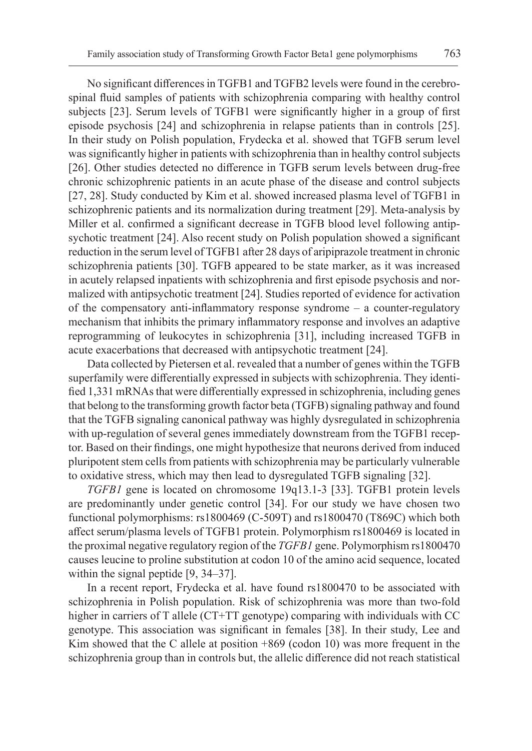No significant differences in TGFB1 and TGFB2 levels were found in the cerebrospinal fluid samples of patients with schizophrenia comparing with healthy control subjects [23]. Serum levels of TGFB1 were significantly higher in a group of first episode psychosis [24] and schizophrenia in relapse patients than in controls [25]. In their study on Polish population, Frydecka et al. showed that TGFB serum level was significantly higher in patients with schizophrenia than in healthy control subjects [26]. Other studies detected no difference in TGFB serum levels between drug-free chronic schizophrenic patients in an acute phase of the disease and control subjects [27, 28]. Study conducted by Kim et al. showed increased plasma level of TGFB1 in schizophrenic patients and its normalization during treatment [29]. Meta-analysis by Miller et al. confirmed a significant decrease in TGFB blood level following antipsychotic treatment [24]. Also recent study on Polish population showed a significant reduction in the serum level of TGFB1 after 28 days of aripiprazole treatment in chronic schizophrenia patients [30]. TGFB appeared to be state marker, as it was increased in acutely relapsed inpatients with schizophrenia and first episode psychosis and normalized with antipsychotic treatment [24]. Studies reported of evidence for activation of the compensatory anti-inflammatory response syndrome – a counter-regulatory mechanism that inhibits the primary inflammatory response and involves an adaptive reprogramming of leukocytes in schizophrenia [31], including increased TGFB in acute exacerbations that decreased with antipsychotic treatment [24].

Data collected by Pietersen et al. revealed that a number of genes within the TGFB superfamily were differentially expressed in subjects with schizophrenia. They identified 1,331 mRNAs that were differentially expressed in schizophrenia, including genes that belong to the transforming growth factor beta (TGFB) signaling pathway and found that the TGFB signaling canonical pathway was highly dysregulated in schizophrenia with up-regulation of several genes immediately downstream from the TGFB1 receptor. Based on their findings, one might hypothesize that neurons derived from induced pluripotent stem cells from patients with schizophrenia may be particularly vulnerable to oxidative stress, which may then lead to dysregulated TGFB signaling [32].

*TGFB1* gene is located on chromosome 19q13.1-3 [33]. TGFB1 protein levels are predominantly under genetic control [34]. For our study we have chosen two functional polymorphisms: rs1800469 (C-509T) and rs1800470 (T869C) which both affect serum/plasma levels of TGFB1 protein. Polymorphism rs1800469 is located in the proximal negative regulatory region of the *TGFB1* gene. Polymorphism rs1800470 causes leucine to proline substitution at codon 10 of the amino acid sequence, located within the signal peptide [9, 34–37].

In a recent report, Frydecka et al. have found rs1800470 to be associated with schizophrenia in Polish population. Risk of schizophrenia was more than two-fold higher in carriers of T allele (CT+TT genotype) comparing with individuals with CC genotype. This association was significant in females [38]. In their study, Lee and Kim showed that the C allele at position +869 (codon 10) was more frequent in the schizophrenia group than in controls but, the allelic difference did not reach statistical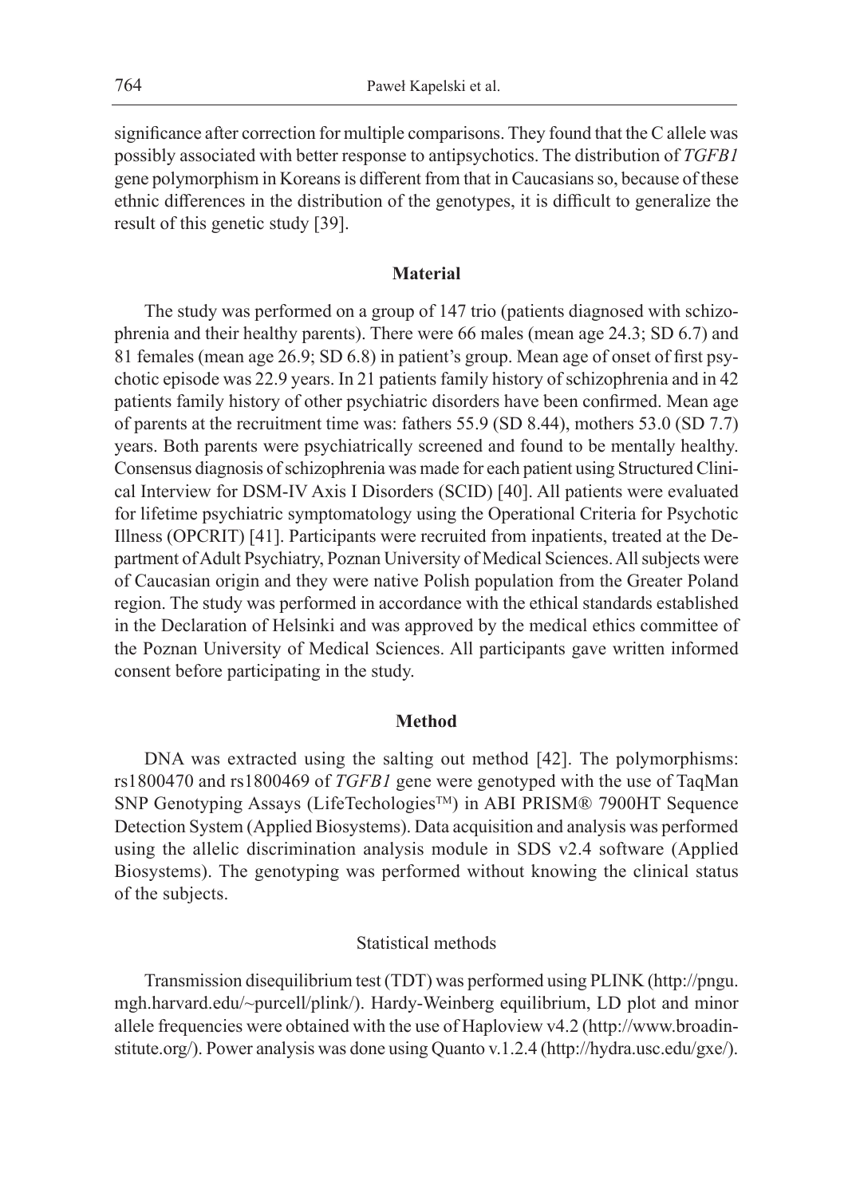significance after correction for multiple comparisons. They found that the C allele was possibly associated with better response to antipsychotics. The distribution of *TGFB1* gene polymorphism in Koreans is different from that in Caucasians so, because of these ethnic differences in the distribution of the genotypes, it is difficult to generalize the result of this genetic study [39].

## Material

The study was performed on a group of 147 trio (patients diagnosed with schizophrenia and their healthy parents). There were 66 males (mean age 24.3; SD 6.7) and 81 females (mean age 26.9; SD 6.8) in patient's group. Mean age of onset of first psychotic episode was 22.9 years. In 21 patients family history of schizophrenia and in 42 patients family history of other psychiatric disorders have been confirmed. Mean age of parents at the recruitment time was: fathers 55.9 (SD 8.44), mothers 53.0 (SD 7.7) years. Both parents were psychiatrically screened and found to be mentally healthy. Consensus diagnosis of schizophrenia was made for each patient using Structured Clinical Interview for DSM-IV Axis I Disorders (SCID) [40]. All patients were evaluated for lifetime psychiatric symptomatology using the Operational Criteria for Psychotic Illness (OPCRIT) [41]. Participants were recruited from inpatients, treated at the Department of Adult Psychiatry, Poznan University of Medical Sciences. All subjects were of Caucasian origin and they were native Polish population from the Greater Poland region. The study was performed in accordance with the ethical standards established in the Declaration of Helsinki and was approved by the medical ethics committee of the Poznan University of Medical Sciences. All participants gave written informed consent before participating in the study.

## Method

DNA was extracted using the salting out method [42]. The polymorphisms: rs1800470 and rs1800469 of *TGFB1* gene were genotyped with the use of TaqMan SNP Genotyping Assays (LifeTechologies™) in ABI PRISM® 7900HT Sequence Detection System (Applied Biosystems). Data acquisition and analysis was performed using the allelic discrimination analysis module in SDS v2.4 software (Applied Biosystems). The genotyping was performed without knowing the clinical status of the subjects.

### Statistical methods

Transmission disequilibrium test (TDT) was performed using PLINK (http://pngu.mgh.harvard.edu/~purcell/plink/). Hardy-Weinberg equilibrium, LD plot and minor allele frequencies were obtained with the use of Haploview v4.2 (http://www.broadinstitute.org/). Power analysis was done using Quanto v.1.2.4 (http://hydra.usc.edu/gxe/).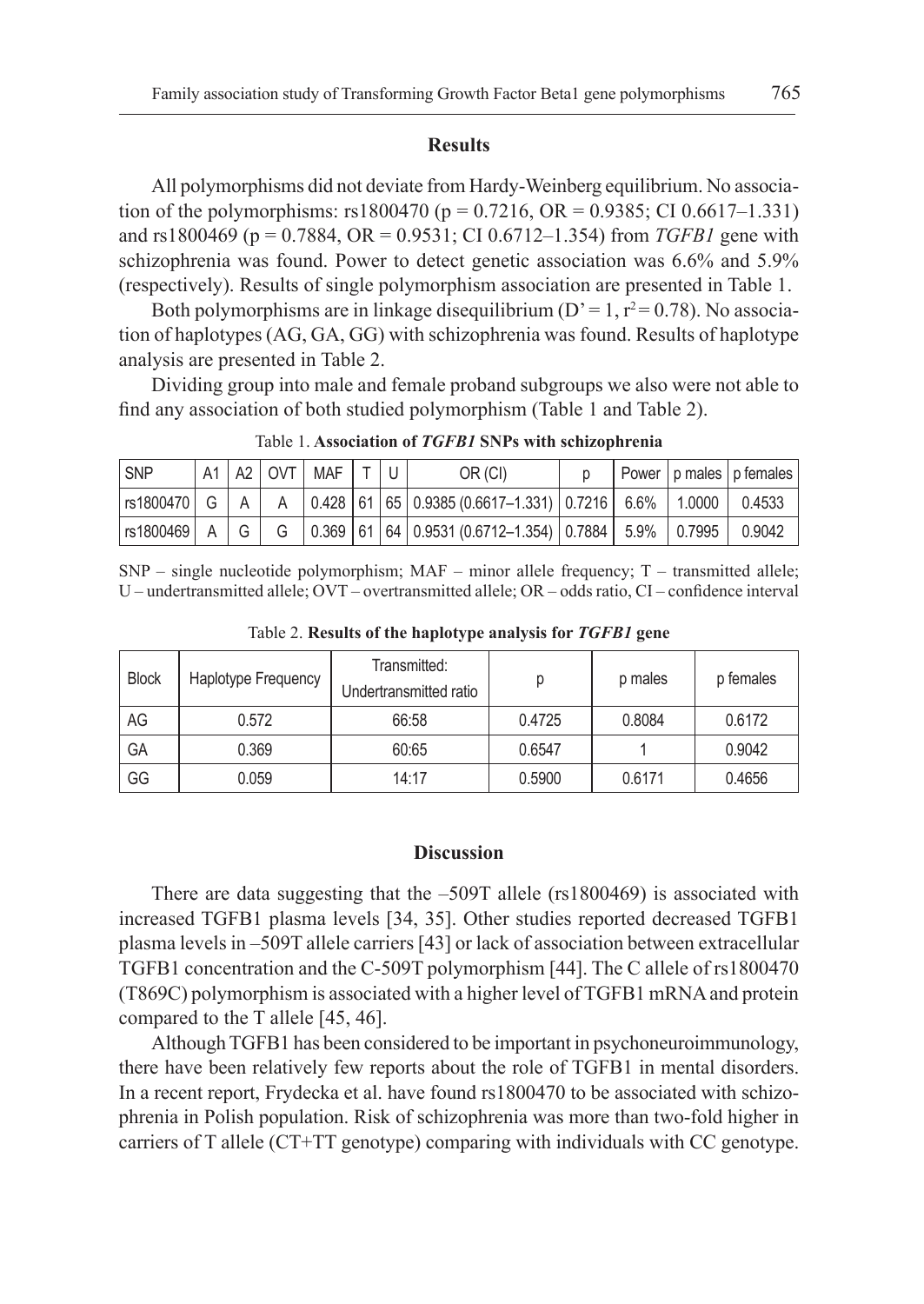## Results

All polymorphisms did not deviate from Hardy-Weinberg equilibrium. No association of the polymorphisms: rs1800470 ($p = 0.7216$, OR = 0.9385; CI 0.6617–1.331) and rs1800469 ($p = 0.7884$, OR = 0.9531; CI 0.6712–1.354) from *TGFB1* gene with schizophrenia was found. Power to detect genetic association was 6.6% and 5.9% (respectively). Results of single polymorphism association are presented in Table 1.

Both polymorphisms are in linkage disequilibrium ($D' = 1$, $r^2 = 0.78$). No association of haplotypes (AG, GA, GG) with schizophrenia was found. Results of haplotype analysis are presented in Table 2.

Dividing group into male and female proband subgroups we also were not able to find any association of both studied polymorphism (Table 1 and Table 2).

Table 1. **Association of *TGFB1* SNPs with schizophrenia**

| SNP | A1 | A2 | OVT | MAF | T | U | OR (CI) | p | Power | p males | p females |
|---|---|---|---|---|---|---|---|---|---|---|---|
| rs1800470 | G | A | A | 0.428 | 61 | 65 | 0.9385 (0.6617–1.331) | 0.7216 | 6.6% | 1.0000 | 0.4533 |
| rs1800469 | A | G | G | 0.369 | 61 | 64 | 0.9531 (0.6712–1.354) | 0.7884 | 5.9% | 0.7995 | 0.9042 |

SNP – single nucleotide polymorphism; MAF – minor allele frequency; T – transmitted allele; U – undertransmitted allele; OVT – overtransmitted allele; OR – odds ratio, CI – confidence interval

Table 2. **Results of the haplotype analysis for *TGFB1* gene**

| Block | Haplotype Frequency | Transmitted: Undertransmitted ratio | p | p males | p females |
|---|---|---|---|---|---|
| AG | 0.572 | 66:58 | 0.4725 | 0.8084 | 0.6172 |
| GA | 0.369 | 60:65 | 0.6547 | 1 | 0.9042 |
| GG | 0.059 | 14:17 | 0.5900 | 0.6171 | 0.4656 |

## Discussion

There are data suggesting that the –509T allele (rs1800469) is associated with increased TGFB1 plasma levels [34, 35]. Other studies reported decreased TGFB1 plasma levels in –509T allele carriers [43] or lack of association between extracellular TGFB1 concentration and the C-509T polymorphism [44]. The C allele of rs1800470 (T869C) polymorphism is associated with a higher level of TGFB1 mRNA and protein compared to the T allele [45, 46].

Although TGFB1 has been considered to be important in psychoneuroimmunology, there have been relatively few reports about the role of TGFB1 in mental disorders. In a recent report, Frydecka et al. have found rs1800470 to be associated with schizophrenia in Polish population. Risk of schizophrenia was more than two-fold higher in carriers of T allele (CT+TT genotype) comparing with individuals with CC genotype.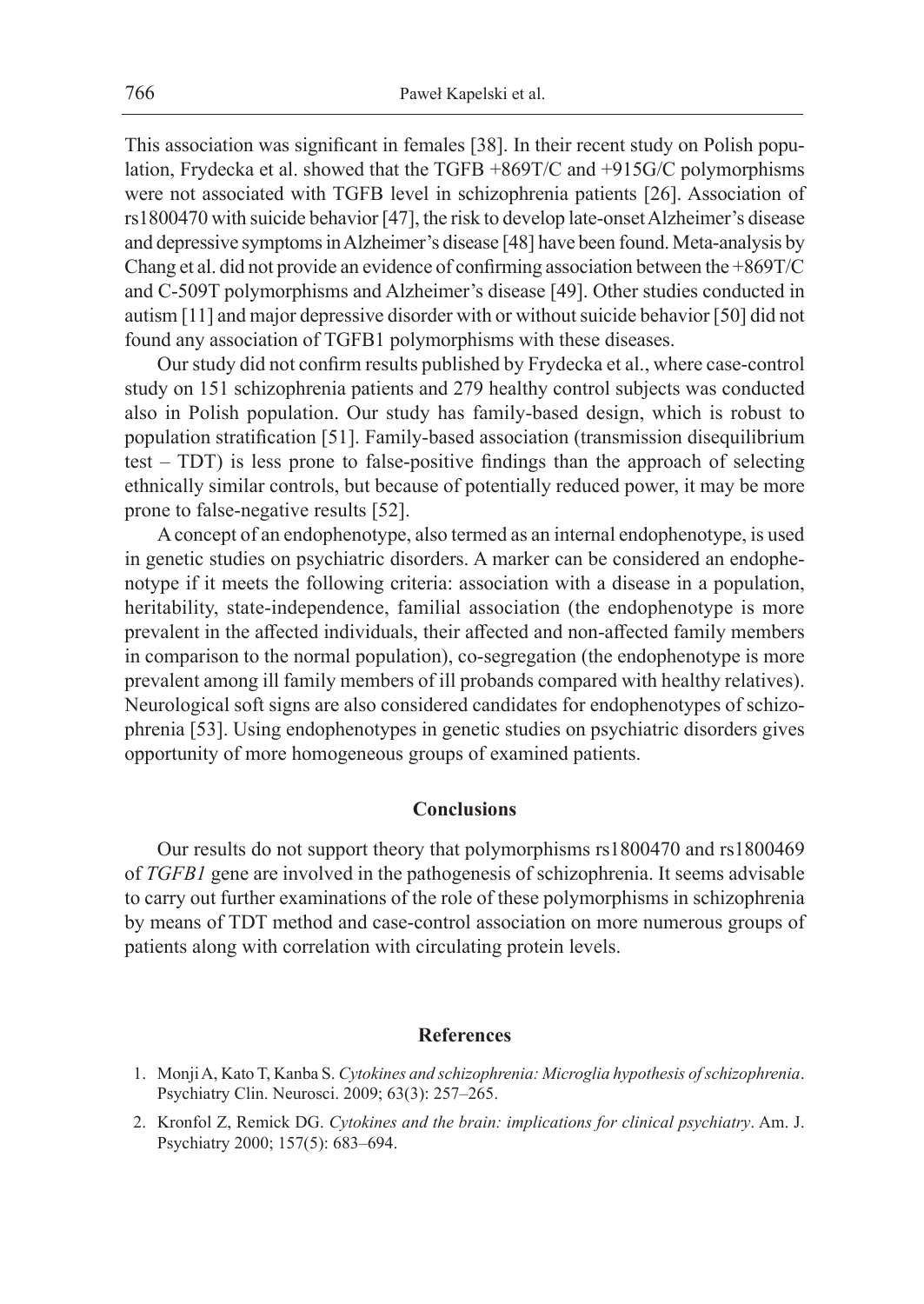This association was significant in females [38]. In their recent study on Polish population, Frydecka et al. showed that the TGFB +869T/C and +915G/C polymorphisms were not associated with TGFB level in schizophrenia patients [26]. Association of rs1800470 with suicide behavior [47], the risk to develop late-onset Alzheimer's disease and depressive symptoms in Alzheimer's disease [48] have been found. Meta-analysis by Chang et al. did not provide an evidence of confirming association between the +869T/C and C-509T polymorphisms and Alzheimer's disease [49]. Other studies conducted in autism [11] and major depressive disorder with or without suicide behavior [50] did not found any association of TGFB1 polymorphisms with these diseases.

Our study did not confirm results published by Frydecka et al., where case-control study on 151 schizophrenia patients and 279 healthy control subjects was conducted also in Polish population. Our study has family-based design, which is robust to population stratification [51]. Family-based association (transmission disequilibrium test – TDT) is less prone to false-positive findings than the approach of selecting ethnically similar controls, but because of potentially reduced power, it may be more prone to false-negative results [52].

A concept of an endophenotype, also termed as an internal endophenotype, is used in genetic studies on psychiatric disorders. A marker can be considered an endophenotype if it meets the following criteria: association with a disease in a population, heritability, state-independence, familial association (the endophenotype is more prevalent in the affected individuals, their affected and non-affected family members in comparison to the normal population), co-segregation (the endophenotype is more prevalent among ill family members of ill probands compared with healthy relatives). Neurological soft signs are also considered candidates for endophenotypes of schizophrenia [53]. Using endophenotypes in genetic studies on psychiatric disorders gives opportunity of more homogeneous groups of examined patients.

## Conclusions

Our results do not support theory that polymorphisms rs1800470 and rs1800469 of *TGFB1* gene are involved in the pathogenesis of schizophrenia. It seems advisable to carry out further examinations of the role of these polymorphisms in schizophrenia by means of TDT method and case-control association on more numerous groups of patients along with correlation with circulating protein levels.

## References

1. Monji A, Kato T, Kanba S. *Cytokines and schizophrenia: Microglia hypothesis of schizophrenia*. Psychiatry Clin. Neurosci. 2009; 63(3): 257–265.
2. Kronfol Z, Remick DG. *Cytokines and the brain: implications for clinical psychiatry*. Am. J. Psychiatry 2000; 157(5): 683–694.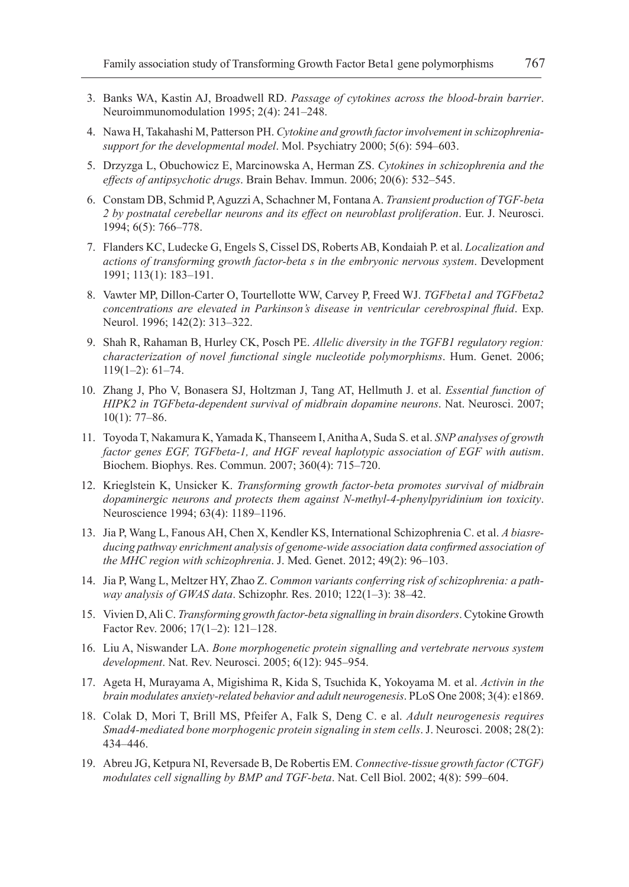3. Banks WA, Kastin AJ, Broadwell RD. *Passage of cytokines across the blood-brain barrier*. Neuroimmunomodulation 1995; 2(4): 241–248.
4. Nawa H, Takahashi M, Patterson PH. *Cytokine and growth factor involvement in schizophrenia-support for the developmental model*. Mol. Psychiatry 2000; 5(6): 594–603.
5. Drzyzga L, Obuchowicz E, Marcinowska A, Herman ZS. *Cytokines in schizophrenia and the effects of antipsychotic drugs*. Brain Behav. Immun. 2006; 20(6): 532–545.
6. Constam DB, Schmid P, Aguzzi A, Schachner M, Fontana A. *Transient production of TGF-beta 2 by postnatal cerebellar neurons and its effect on neuroblast proliferation*. Eur. J. Neurosci. 1994; 6(5): 766–778.
7. Flanders KC, Ludecke G, Engels S, Cissel DS, Roberts AB, Kondaiah P. et al. *Localization and actions of transforming growth factor-beta s in the embryonic nervous system*. Development 1991; 113(1): 183–191.
8. Vawter MP, Dillon-Carter O, Tourtellotte WW, Carvey P, Freed WJ. *TGFbeta1 and TGFbeta2 concentrations are elevated in Parkinson's disease in ventricular cerebrospinal fluid*. Exp. Neurol. 1996; 142(2): 313–322.
9. Shah R, Rahaman B, Hurley CK, Posch PE. *Allelic diversity in the TGFB1 regulatory region: characterization of novel functional single nucleotide polymorphisms*. Hum. Genet. 2006; 119(1–2): 61–74.
10. Zhang J, Pho V, Bonasera SJ, Holtzman J, Tang AT, Hellmuth J. et al. *Essential function of HIPK2 in TGFbeta-dependent survival of midbrain dopamine neurons*. Nat. Neurosci. 2007; 10(1): 77–86.
11. Toyoda T, Nakamura K, Yamada K, Thanseem I, Anitha A, Suda S. et al. *SNP analyses of growth factor genes EGF, TGFbeta-1, and HGF reveal haplotypic association of EGF with autism*. Biochem. Biophys. Res. Commun. 2007; 360(4): 715–720.
12. Krieglstein K, Unsicker K. *Transforming growth factor-beta promotes survival of midbrain dopaminergic neurons and protects them against N-methyl-4-phenylpyridinium ion toxicity*. Neuroscience 1994; 63(4): 1189–1196.
13. Jia P, Wang L, Fanous AH, Chen X, Kendler KS, International Schizophrenia C. et al. *A biasreducing pathway enrichment analysis of genome-wide association data confirmed association of the MHC region with schizophrenia*. J. Med. Genet. 2012; 49(2): 96–103.
14. Jia P, Wang L, Meltzer HY, Zhao Z. *Common variants conferring risk of schizophrenia: a pathway analysis of GWAS data*. Schizophr. Res. 2010; 122(1–3): 38–42.
15. Vivien D, Ali C. *Transforming growth factor-beta signalling in brain disorders*. Cytokine Growth Factor Rev. 2006; 17(1–2): 121–128.
16. Liu A, Niswander LA. *Bone morphogenetic protein signalling and vertebrate nervous system development*. Nat. Rev. Neurosci. 2005; 6(12): 945–954.
17. Ageta H, Murayama A, Migishima R, Kida S, Tsuchida K, Yokoyama M. et al. *Activin in the brain modulates anxiety-related behavior and adult neurogenesis*. PLoS One 2008; 3(4): e1869.
18. Colak D, Mori T, Brill MS, Pfeifer A, Falk S, Deng C. e al. *Adult neurogenesis requires Smad4-mediated bone morphogenic protein signaling in stem cells*. J. Neurosci. 2008; 28(2): 434–446.
19. Abreu JG, Ketpura NI, Reversade B, De Robertis EM. *Connective-tissue growth factor (CTGF) modulates cell signalling by BMP and TGF-beta*. Nat. Cell Biol. 2002; 4(8): 599–604.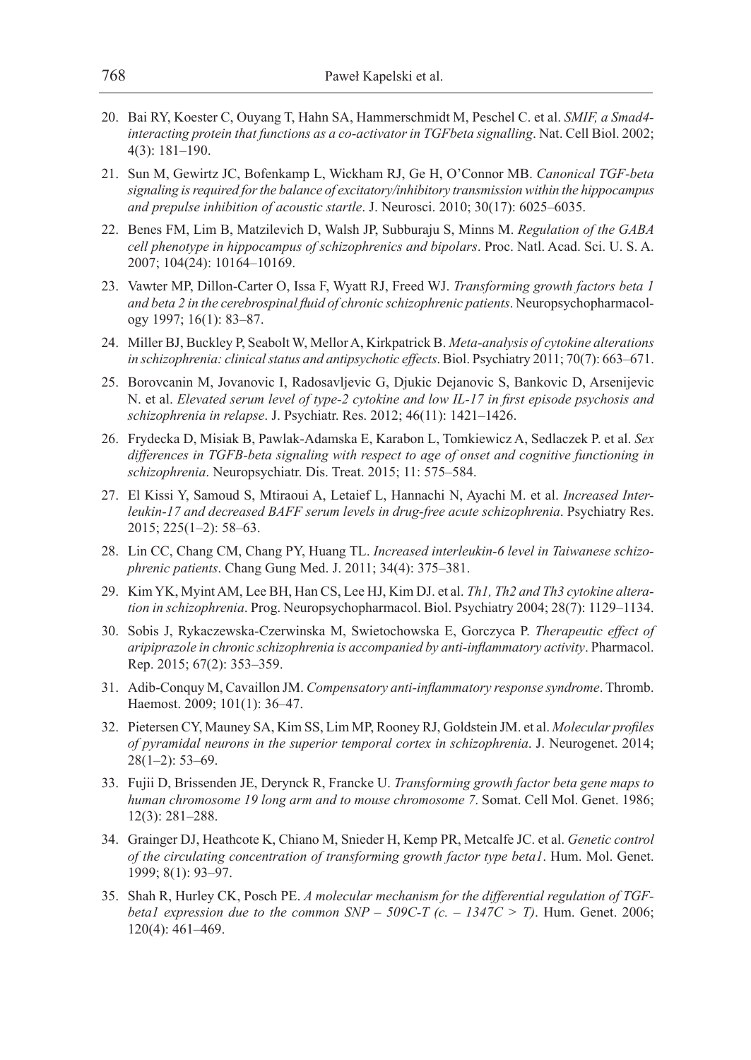20. Bai RY, Koester C, Ouyang T, Hahn SA, Hammerschmidt M, Peschel C. et al. *SMIF, a Smad4-interacting protein that functions as a co-activator in TGFbeta signalling*. Nat. Cell Biol. 2002; 4(3): 181–190.
21. Sun M, Gewirtz JC, Bofenkamp L, Wickham RJ, Ge H, O'Connor MB. *Canonical TGF-beta signaling is required for the balance of excitatory/inhibitory transmission within the hippocampus and prepulse inhibition of acoustic startle*. J. Neurosci. 2010; 30(17): 6025–6035.
22. Benes FM, Lim B, Matzilevich D, Walsh JP, Subburaju S, Minns M. *Regulation of the GABA cell phenotype in hippocampus of schizophrenics and bipolars*. Proc. Natl. Acad. Sci. U. S. A. 2007; 104(24): 10164–10169.
23. Vawter MP, Dillon-Carter O, Issa F, Wyatt RJ, Freed WJ. *Transforming growth factors beta 1 and beta 2 in the cerebrospinal fluid of chronic schizophrenic patients*. Neuropsychopharmacology 1997; 16(1): 83–87.
24. Miller BJ, Buckley P, Seabolt W, Mellor A, Kirkpatrick B. *Meta-analysis of cytokine alterations in schizophrenia: clinical status and antipsychotic effects*. Biol. Psychiatry 2011; 70(7): 663–671.
25. Borovcanin M, Jovanovic I, Radosavljevic G, Djukic Dejanovic S, Bankovic D, Arsenijevic N. et al. *Elevated serum level of type-2 cytokine and low IL-17 in first episode psychosis and schizophrenia in relapse*. J. Psychiatr. Res. 2012; 46(11): 1421–1426.
26. Frydecka D, Misiak B, Pawlak-Adamska E, Karabon L, Tomkiewicz A, Sedlaczek P. et al. *Sex differences in TGFB-beta signaling with respect to age of onset and cognitive functioning in schizophrenia*. Neuropsychiatr. Dis. Treat. 2015; 11: 575–584.
27. El Kissi Y, Samoud S, Mtiraoui A, Letaief L, Hannachi N, Ayachi M. et al. *Increased Interleukin-17 and decreased BAFF serum levels in drug-free acute schizophrenia*. Psychiatry Res. 2015; 225(1–2): 58–63.
28. Lin CC, Chang CM, Chang PY, Huang TL. *Increased interleukin-6 level in Taiwanese schizophrenic patients*. Chang Gung Med. J. 2011; 34(4): 375–381.
29. Kim YK, Myint AM, Lee BH, Han CS, Lee HJ, Kim DJ. et al. *Th1, Th2 and Th3 cytokine alteration in schizophrenia*. Prog. Neuropsychopharmacol. Biol. Psychiatry 2004; 28(7): 1129–1134.
30. Sobis J, Rykaczewska-Czerwinska M, Swietochowska E, Gorczyca P. *Therapeutic effect of aripiprazole in chronic schizophrenia is accompanied by anti-inflammatory activity*. Pharmacol. Rep. 2015; 67(2): 353–359.
31. Adib-Conquy M, Cavaillon JM. *Compensatory anti-inflammatory response syndrome*. Thromb. Haemost. 2009; 101(1): 36–47.
32. Pietersen CY, Mauney SA, Kim SS, Lim MP, Rooney RJ, Goldstein JM. et al. *Molecular profiles of pyramidal neurons in the superior temporal cortex in schizophrenia*. J. Neurogenet. 2014; 28(1–2): 53–69.
33. Fujii D, Brissenden JE, Derynck R, Francke U. *Transforming growth factor beta gene maps to human chromosome 19 long arm and to mouse chromosome 7*. Somat. Cell Mol. Genet. 1986; 12(3): 281–288.
34. Grainger DJ, Heathcote K, Chiano M, Snieder H, Kemp PR, Metcalfe JC. et al. *Genetic control of the circulating concentration of transforming growth factor type beta1*. Hum. Mol. Genet. 1999; 8(1): 93–97.
35. Shah R, Hurley CK, Posch PE. *A molecular mechanism for the differential regulation of TGF-beta1 expression due to the common SNP – 509C-T (c. – 1347C > T)*. Hum. Genet. 2006; 120(4): 461–469.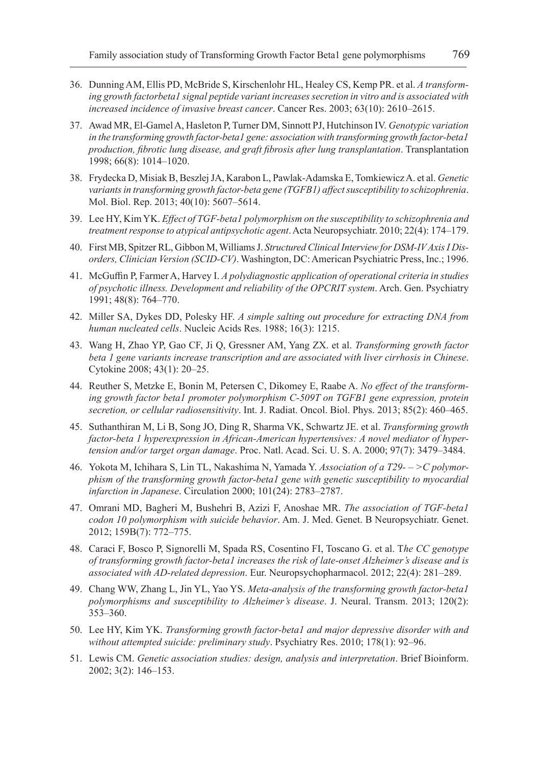36. Dunning AM, Ellis PD, McBride S, Kirschenlohr HL, Healey CS, Kemp PR. et al. *A transforming growth factorbeta1 signal peptide variant increases secretion in vitro and is associated with increased incidence of invasive breast cancer*. Cancer Res. 2003; 63(10): 2610–2615.
37. Awad MR, El-Gamel A, Hasleton P, Turner DM, Sinnott PJ, Hutchinson IV. *Genotypic variation in the transforming growth factor-beta1 gene: association with transforming growth factor-beta1 production, fibrotic lung disease, and graft fibrosis after lung transplantation*. Transplantation 1998; 66(8): 1014–1020.
38. Frydecka D, Misiak B, Beszlej JA, Karabon L, Pawlak-Adamska E, Tomkiewicz A. et al. *Genetic variants in transforming growth factor-beta gene (TGFB1) affect susceptibility to schizophrenia*. Mol. Biol. Rep. 2013; 40(10): 5607–5614.
39. Lee HY, Kim YK. *Effect of TGF-beta1 polymorphism on the susceptibility to schizophrenia and treatment response to atypical antipsychotic agent*. Acta Neuropsychiatr. 2010; 22(4): 174–179.
40. First MB, Spitzer RL, Gibbon M, Williams J. *Structured Clinical Interview for DSM-IV Axis I Disorders, Clinician Version (SCID-CV)*. Washington, DC: American Psychiatric Press, Inc.; 1996.
41. McGuffin P, Farmer A, Harvey I. *A polydiagnostic application of operational criteria in studies of psychotic illness. Development and reliability of the OPCRIT system*. Arch. Gen. Psychiatry 1991; 48(8): 764–770.
42. Miller SA, Dykes DD, Polesky HF. *A simple salting out procedure for extracting DNA from human nucleated cells*. Nucleic Acids Res. 1988; 16(3): 1215.
43. Wang H, Zhao YP, Gao CF, Ji Q, Gressner AM, Yang ZX. et al. *Transforming growth factor beta 1 gene variants increase transcription and are associated with liver cirrhosis in Chinese*. Cytokine 2008; 43(1): 20–25.
44. Reuther S, Metzke E, Bonin M, Petersen C, Dikomey E, Raabe A. *No effect of the transforming growth factor beta1 promoter polymorphism C-509T on TGFB1 gene expression, protein secretion, or cellular radiosensitivity*. Int. J. Radiat. Oncol. Biol. Phys. 2013; 85(2): 460–465.
45. Suthanthiran M, Li B, Song JO, Ding R, Sharma VK, Schwartz JE. et al. *Transforming growth factor-beta 1 hyperexpression in African-American hypertensives: A novel mediator of hypertension and/or target organ damage*. Proc. Natl. Acad. Sci. U. S. A. 2000; 97(7): 3479–3484.
46. Yokota M, Ichihara S, Lin TL, Nakashima N, Yamada Y. *Association of a T29- – >C polymorphism of the transforming growth factor-beta1 gene with genetic susceptibility to myocardial infarction in Japanese*. Circulation 2000; 101(24): 2783–2787.
47. Omrani MD, Bagheri M, Bushehri B, Azizi F, Anoshae MR. *The association of TGF-beta1 codon 10 polymorphism with suicide behavior*. Am. J. Med. Genet. B Neuropsychiatr. Genet. 2012; 159B(7): 772–775.
48. Caraci F, Bosco P, Signorelli M, Spada RS, Cosentino FI, Toscano G. et al. T*he CC genotype of transforming growth factor-beta1 increases the risk of late-onset Alzheimer's disease and is associated with AD-related depression*. Eur. Neuropsychopharmacol. 2012; 22(4): 281–289.
49. Chang WW, Zhang L, Jin YL, Yao YS. *Meta-analysis of the transforming growth factor-beta1 polymorphisms and susceptibility to Alzheimer's disease*. J. Neural. Transm. 2013; 120(2): 353–360.
50. Lee HY, Kim YK. *Transforming growth factor-beta1 and major depressive disorder with and without attempted suicide: preliminary study*. Psychiatry Res. 2010; 178(1): 92–96.
51. Lewis CM. *Genetic association studies: design, analysis and interpretation*. Brief Bioinform. 2002; 3(2): 146–153.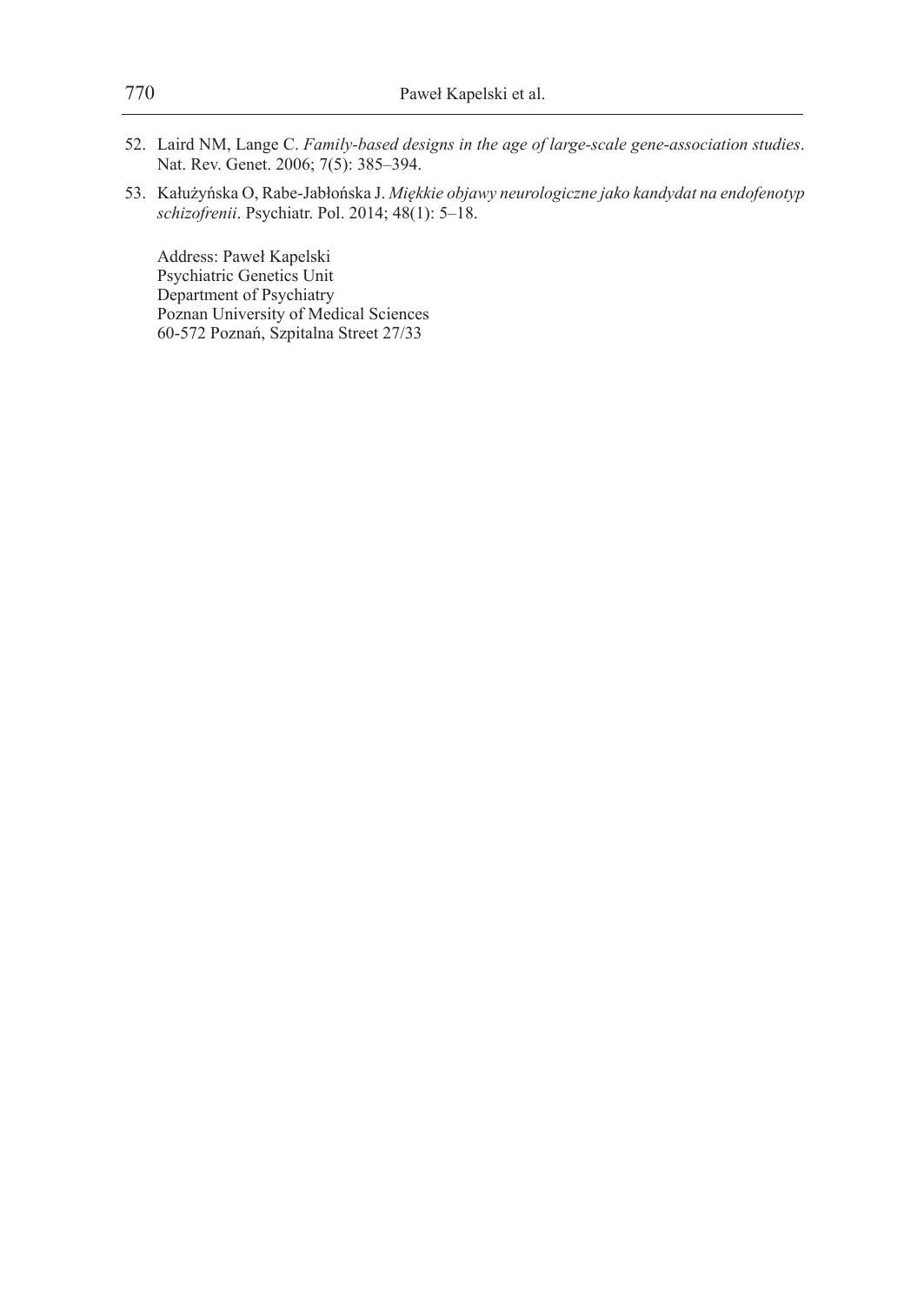52. Laird NM, Lange C. *Family-based designs in the age of large-scale gene-association studies*. Nat. Rev. Genet. 2006; 7(5): 385–394.
53. Kałużyńska O, Rabe-Jabłońska J. *Miękkie objawy neurologiczne jako kandydat na endofenotyp schizofrenii*. Psychiatr. Pol. 2014; 48(1): 5–18.

Address: Paweł Kapelski
Psychiatric Genetics Unit
Department of Psychiatry
Poznan University of Medical Sciences
60-572 Poznań, Szpitalna Street 27/33